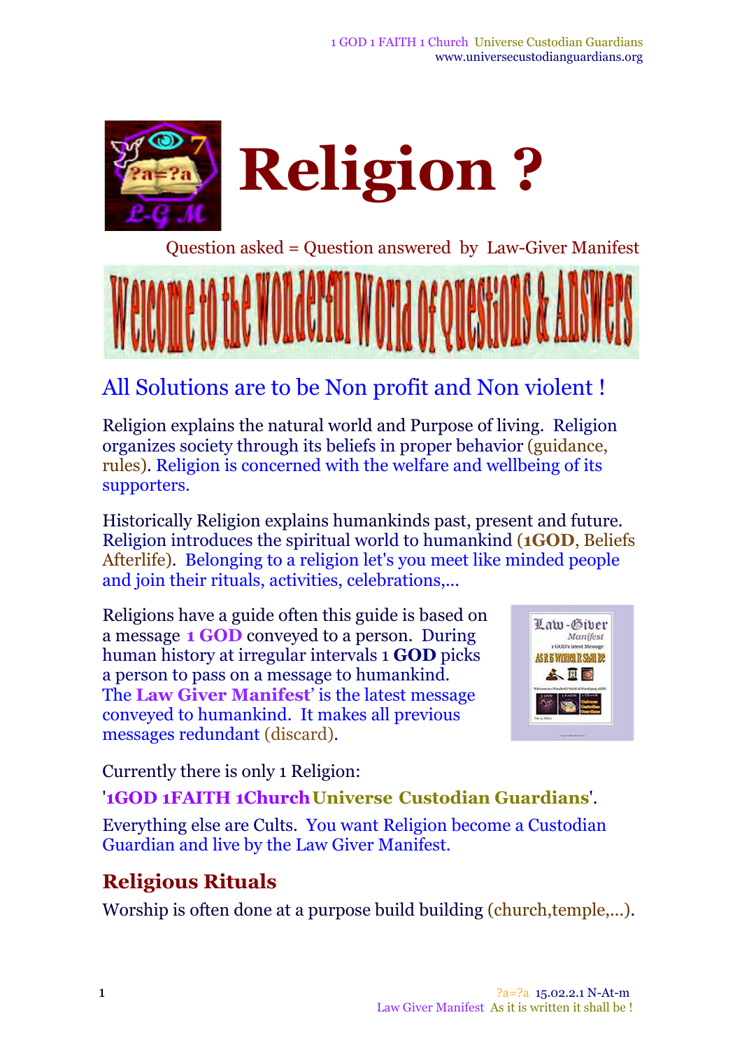# Religion ?

Question asked = Question answered by Law-Giver Manifest

Welcome to the Wonderful World of Questions & Answers

## All Solutions are to be Non profit and Non violent !

Religion explains the natural world and Purpose of living. Religion organizes society through its beliefs in proper behavior (guidance, rules). Religion is concerned with the welfare and wellbeing of its supporters.

Historically Religion explains humankinds past, present and future. Religion introduces the spiritual world to humankind (**1GOD**, Beliefs Afterlife). Belonging to a religion let's you meet like minded people and join their rituals, activities, celebrations,...

Religions have a guide often this guide is based on a message **1 GOD** conveyed to a person. During human history at irregular intervals 1 **GOD** picks a person to pass on a message to humankind. The **Law Giver Manifest**' is the latest message conveyed to humankind. It makes all previous messages redundant (discard).

Currently there is only 1 Religion:

'**1GOD 1FAITH 1Church Universe Custodian Guardians**'.

Everything else are Cults. You want Religion become a Custodian Guardian and live by the Law Giver Manifest.

## Religious Rituals

Worship is often done at a purpose build building (church,temple,...).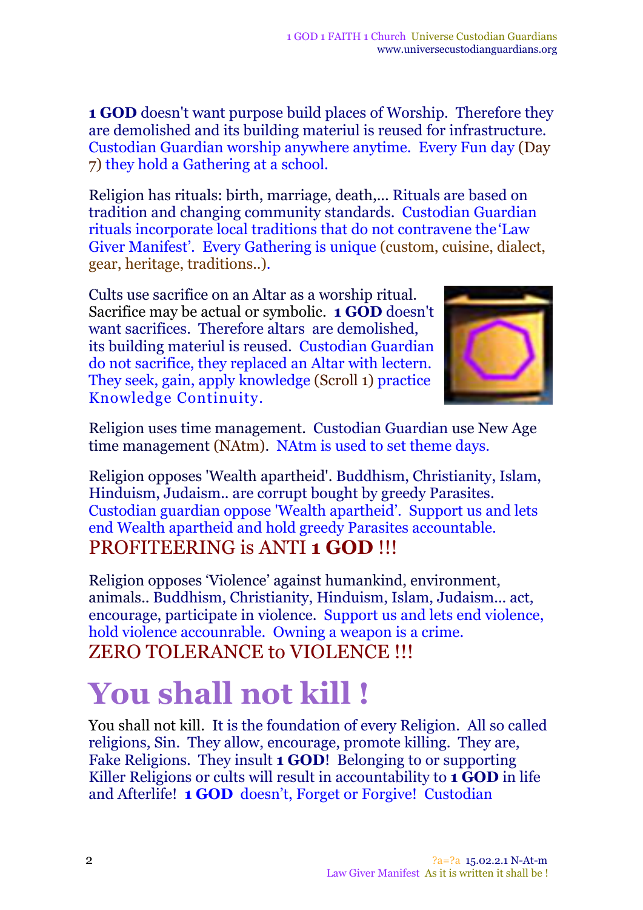**1 GOD** doesn't want purpose build places of Worship. Therefore they are demolished and its building materiul is reused for infrastructure. Custodian Guardian worship anywhere anytime. Every Fun day (Day 7) they hold a Gathering at a school.

Religion has rituals: birth, marriage, death,... Rituals are based on tradition and changing community standards. Custodian Guardian rituals incorporate local traditions that do not contravene the 'Law Giver Manifest'. Every Gathering is unique (custom, cuisine, dialect, gear, heritage, traditions..).

Cults use sacrifice on an Altar as a worship ritual. Sacrifice may be actual or symbolic. **1 GOD** doesn't want sacrifices. Therefore altars are demolished, its building materiul is reused. Custodian Guardian do not sacrifice, they replaced an Altar with lectern. They seek, gain, apply knowledge (Scroll 1) practice Knowledge Continuity.

Religion uses time management. Custodian Guardian use New Age time management (NAtm). NAtm is used to set theme days.

Religion opposes 'Wealth apartheid'. Buddhism, Christianity, Islam, Hinduism, Judaism.. are corrupt bought by greedy Parasites. Custodian guardian oppose 'Wealth apartheid'. Support us and lets end Wealth apartheid and hold greedy Parasites accountable.
PROFITEERING is ANTI **1 GOD** !!!

Religion opposes 'Violence' against humankind, environment, animals.. Buddhism, Christianity, Hinduism, Islam, Judaism... act, encourage, participate in violence. Support us and lets end violence, hold violence accounrable. Owning a weapon is a crime.
ZERO TOLERANCE to VIOLENCE !!!

# You shall not kill !

You shall not kill. It is the foundation of every Religion. All so called religions, Sin. They allow, encourage, promote killing. They are, Fake Religions. They insult **1 GOD**! Belonging to or supporting Killer Religions or cults will result in accountability to **1 GOD** in life and Afterlife! **1 GOD** doesn't, Forget or Forgive! Custodian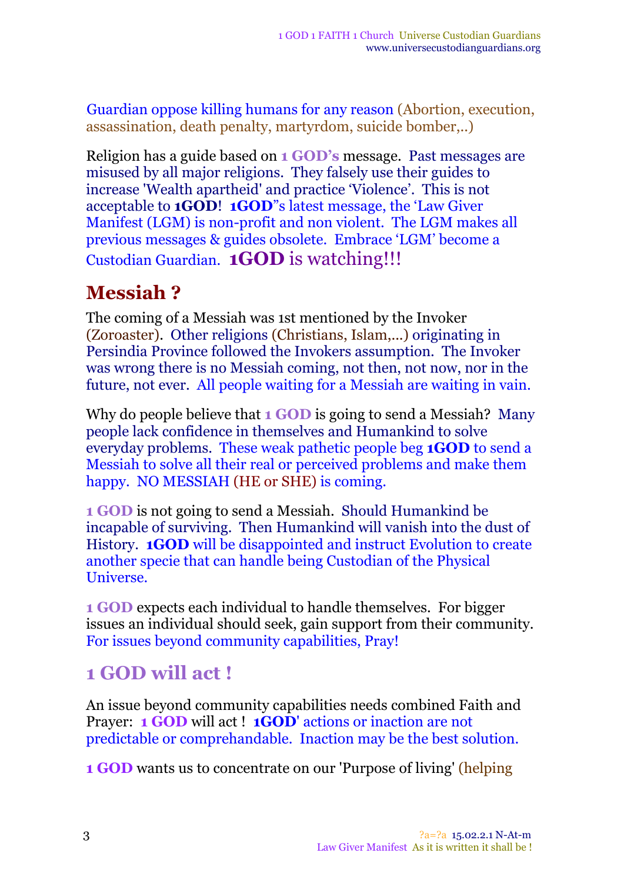Guardian oppose killing humans for any reason (Abortion, execution, assassination, death penalty, martyrdom, suicide bomber,..)

Religion has a guide based on **1 GOD's** message. Past messages are misused by all major religions. They falsely use their guides to increase 'Wealth apartheid' and practice 'Violence'. This is not acceptable to **1GOD**! **1GOD**"s latest message, the 'Law Giver Manifest (LGM) is non-profit and non violent. The LGM makes all previous messages & guides obsolete. Embrace 'LGM' become a Custodian Guardian. **1GOD** is watching!!!

## Messiah ?

The coming of a Messiah was 1st mentioned by the Invoker (Zoroaster). Other religions (Christians, Islam,...) originating in Persindia Province followed the Invokers assumption. The Invoker was wrong there is no Messiah coming, not then, not now, nor in the future, not ever. All people waiting for a Messiah are waiting in vain.

Why do people believe that **1 GOD** is going to send a Messiah? Many people lack confidence in themselves and Humankind to solve everyday problems. These weak pathetic people beg **1GOD** to send a Messiah to solve all their real or perceived problems and make them happy. NO MESSIAH (HE or SHE) is coming.

**1 GOD** is not going to send a Messiah. Should Humankind be incapable of surviving. Then Humankind will vanish into the dust of History. **1GOD** will be disappointed and instruct Evolution to create another specie that can handle being Custodian of the Physical Universe.

**1 GOD** expects each individual to handle themselves. For bigger issues an individual should seek, gain support from their community. For issues beyond community capabilities, Pray!

## 1 GOD will act !

An issue beyond community capabilities needs combined Faith and Prayer: **1 GOD** will act ! **1GOD**' actions or inaction are not predictable or comprehandable. Inaction may be the best solution.

**1 GOD** wants us to concentrate on our 'Purpose of living' (helping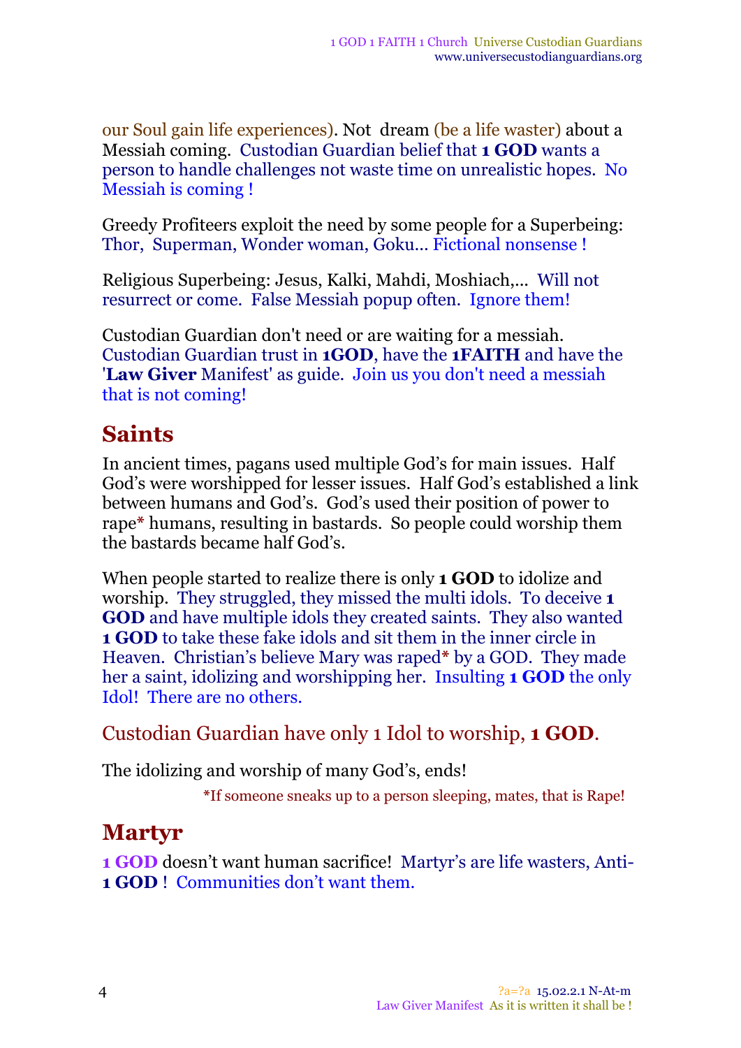our Soul gain life experiences). Not dream (be a life waster) about a Messiah coming. Custodian Guardian belief that **1 GOD** wants a person to handle challenges not waste time on unrealistic hopes. No Messiah is coming !

Greedy Profiteers exploit the need by some people for a Superbeing: Thor, Superman, Wonder woman, Goku... Fictional nonsense !

Religious Superbeing: Jesus, Kalki, Mahdi, Moshiach,... Will not resurrect or come. False Messiah popup often. Ignore them!

Custodian Guardian don't need or are waiting for a messiah. Custodian Guardian trust in **1GOD**, have the **1FAITH** and have the '**Law Giver** Manifest' as guide. Join us you don't need a messiah that is not coming!

## Saints

In ancient times, pagans used multiple God's for main issues. Half God's were worshipped for lesser issues. Half God's established a link between humans and God's. God's used their position of power to rape* humans, resulting in bastards. So people could worship them the bastards became half God's.

When people started to realize there is only **1 GOD** to idolize and worship. They struggled, they missed the multi idols. To deceive **1 GOD** and have multiple idols they created saints. They also wanted **1 GOD** to take these fake idols and sit them in the inner circle in Heaven. Christian's believe Mary was raped* by a GOD. They made her a saint, idolizing and worshipping her. Insulting **1 GOD** the only Idol! There are no others.

Custodian Guardian have only 1 Idol to worship, **1 GOD**.

The idolizing and worship of many God's, ends!

*If someone sneaks up to a person sleeping, mates, that is Rape!

## Martyr

**1 GOD** doesn't want human sacrifice! Martyr's are life wasters, Anti-**1 GOD** ! Communities don't want them.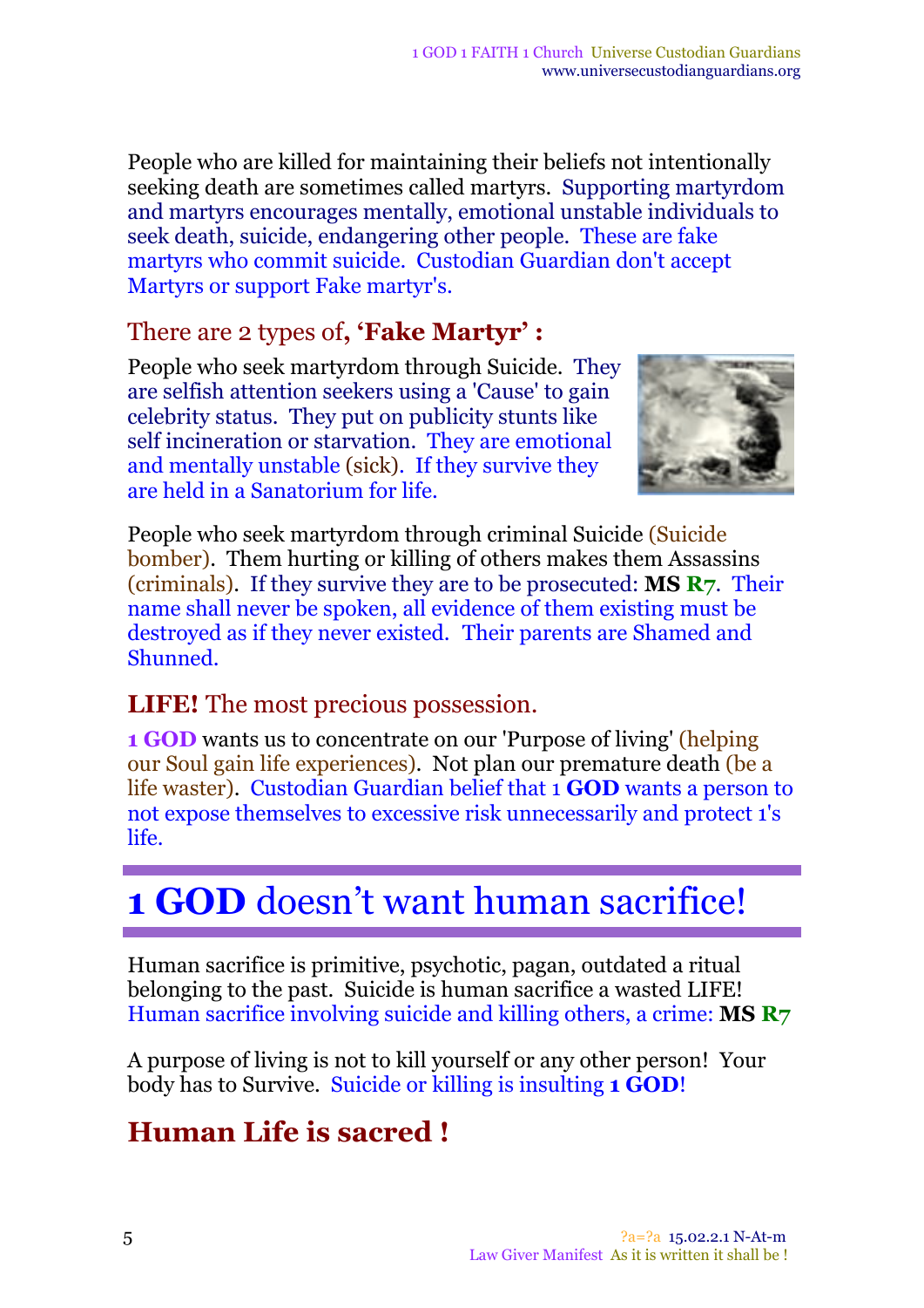People who are killed for maintaining their beliefs not intentionally seeking death are sometimes called martyrs. Supporting martyrdom and martyrs encourages mentally, emotional unstable individuals to seek death, suicide, endangering other people. These are fake martyrs who commit suicide. Custodian Guardian don't accept Martyrs or support Fake martyr's.

### There are 2 types of, **'Fake Martyr' :**

People who seek martyrdom through Suicide. They are selfish attention seekers using a 'Cause' to gain celebrity status. They put on publicity stunts like self incineration or starvation. They are emotional and mentally unstable (sick). If they survive they are held in a Sanatorium for life.

People who seek martyrdom through criminal Suicide (Suicide bomber). Them hurting or killing of others makes them Assassins (criminals). If they survive they are to be prosecuted: **MS R7**. Their name shall never be spoken, all evidence of them existing must be destroyed as if they never existed. Their parents are Shamed and Shunned.

### **LIFE!** The most precious possession.

**1 GOD** wants us to concentrate on our 'Purpose of living' (helping our Soul gain life experiences). Not plan our premature death (be a life waster). Custodian Guardian belief that 1 **GOD** wants a person to not expose themselves to excessive risk unnecessarily and protect 1's life.

# **1 GOD** doesn't want human sacrifice!

Human sacrifice is primitive, psychotic, pagan, outdated a ritual belonging to the past. Suicide is human sacrifice a wasted LIFE! Human sacrifice involving suicide and killing others, a crime: **MS R7**

A purpose of living is not to kill yourself or any other person! Your body has to Survive. Suicide or killing is insulting **1 GOD**!

## **Human Life is sacred !**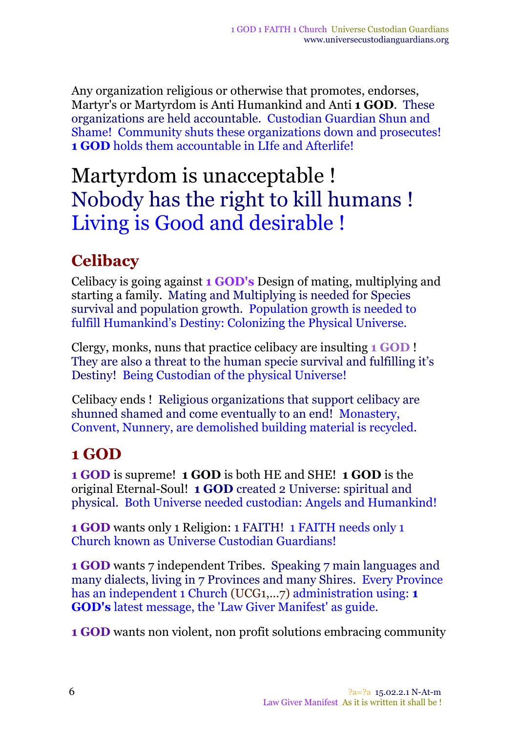Any organization religious or otherwise that promotes, endorses, Martyr's or Martyrdom is Anti Humankind and Anti **1 GOD**. These organizations are held accountable. Custodian Guardian Shun and Shame! Community shuts these organizations down and prosecutes! **1 GOD** holds them accountable in LIfe and Afterlife!

# Martyrdom is unacceptable !
# Nobody has the right to kill humans !
# Living is Good and desirable !

## Celibacy

Celibacy is going against **1 GOD's** Design of mating, multiplying and starting a family. Mating and Multiplying is needed for Species survival and population growth. Population growth is needed to fulfill Humankind's Destiny: Colonizing the Physical Universe.

Clergy, monks, nuns that practice celibacy are insulting **1 GOD** ! They are also a threat to the human specie survival and fulfilling it's Destiny! Being Custodian of the physical Universe!

Celibacy ends ! Religious organizations that support celibacy are shunned shamed and come eventually to an end! Monastery, Convent, Nunnery, are demolished building material is recycled.

## 1 GOD

**1 GOD** is supreme! **1 GOD** is both HE and SHE! **1 GOD** is the original Eternal-Soul! **1 GOD** created 2 Universe: spiritual and physical. Both Universe needed custodian: Angels and Humankind!

**1 GOD** wants only 1 Religion: 1 FAITH! 1 FAITH needs only 1 Church known as Universe Custodian Guardians!

**1 GOD** wants 7 independent Tribes. Speaking 7 main languages and many dialects, living in 7 Provinces and many Shires. Every Province has an independent 1 Church (UCG1,...7) administration using: **1 GOD's** latest message, the 'Law Giver Manifest' as guide.

**1 GOD** wants non violent, non profit solutions embracing community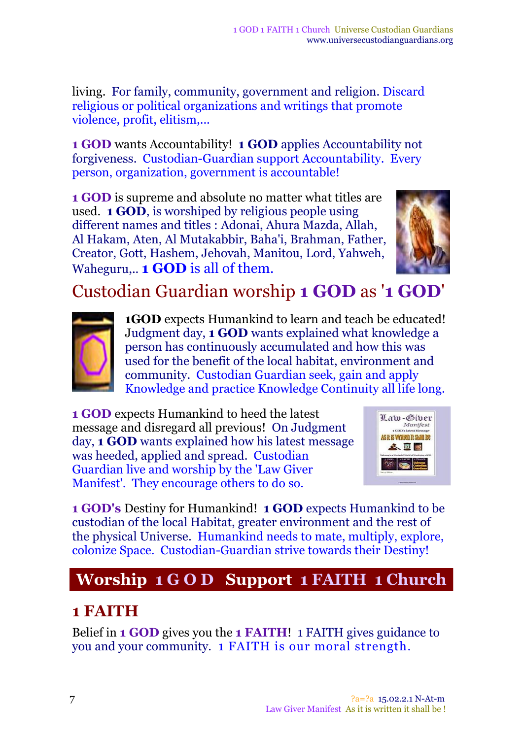living. For family, community, government and religion. Discard religious or political organizations and writings that promote violence, profit, elitism,...

**1 GOD** wants Accountability! **1 GOD** applies Accountability not forgiveness. Custodian-Guardian support Accountability. Every person, organization, government is accountable!

**1 GOD** is supreme and absolute no matter what titles are used. **1 GOD**, is worshiped by religious people using different names and titles : Adonai, Ahura Mazda, Allah, Al Hakam, Aten, Al Mutakabbir, Baha'i, Brahman, Father, Creator, Gott, Hashem, Jehovah, Manitou, Lord, Yahweh, Waheguru,.. **1 GOD** is all of them.

## Custodian Guardian worship 1 GOD as '1 GOD'

**1GOD** expects Humankind to learn and teach be educated! Judgment day, **1 GOD** wants explained what knowledge a person has continuously accumulated and how this was used for the benefit of the local habitat, environment and community. Custodian Guardian seek, gain and apply Knowledge and practice Knowledge Continuity all life long.

**1 GOD** expects Humankind to heed the latest message and disregard all previous! On Judgment day, **1 GOD** wants explained how his latest message was heeded, applied and spread. Custodian Guardian live and worship by the 'Law Giver Manifest'. They encourage others to do so.

**1 GOD's** Destiny for Humankind! **1 GOD** expects Humankind to be custodian of the local Habitat, greater environment and the rest of the physical Universe. Humankind needs to mate, multiply, explore, colonize Space. Custodian-Guardian strive towards their Destiny!

## Worship 1 G O D Support 1 FAITH 1 Church

## 1 FAITH

Belief in **1 GOD** gives you the **1 FAITH**! 1 FAITH gives guidance to you and your community. 1 FAITH is our moral strength.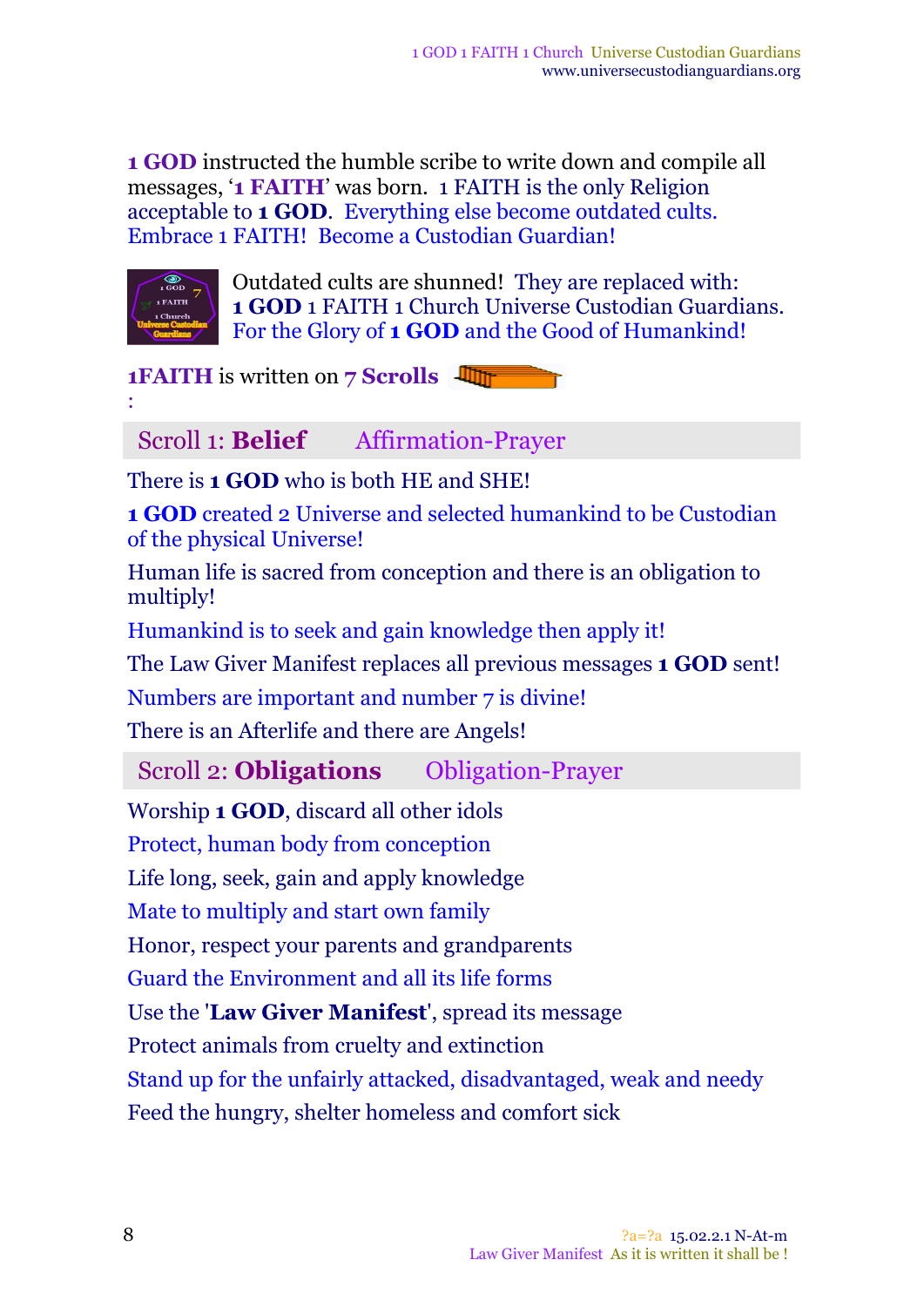**1 GOD** instructed the humble scribe to write down and compile all messages, '**1 FAITH**' was born. 1 FAITH is the only Religion acceptable to **1 GOD**. Everything else become outdated cults. Embrace 1 FAITH! Become a Custodian Guardian!

Outdated cults are shunned! They are replaced with:
**1 GOD** 1 FAITH 1 Church Universe Custodian Guardians.
For the Glory of **1 GOD** and the Good of Humankind!

**1FAITH** is written on **7 Scrolls**
:

## Scroll 1: **Belief** Affirmation-Prayer

There is **1 GOD** who is both HE and SHE!

**1 GOD** created 2 Universe and selected humankind to be Custodian of the physical Universe!

Human life is sacred from conception and there is an obligation to multiply!

Humankind is to seek and gain knowledge then apply it!

The Law Giver Manifest replaces all previous messages **1 GOD** sent!

Numbers are important and number 7 is divine!

There is an Afterlife and there are Angels!

## Scroll 2: **Obligations** Obligation-Prayer

Worship **1 GOD**, discard all other idols

Protect, human body from conception

Life long, seek, gain and apply knowledge

Mate to multiply and start own family

Honor, respect your parents and grandparents

Guard the Environment and all its life forms

Use the '**Law Giver Manifest**', spread its message

Protect animals from cruelty and extinction

Stand up for the unfairly attacked, disadvantaged, weak and needy

Feed the hungry, shelter homeless and comfort sick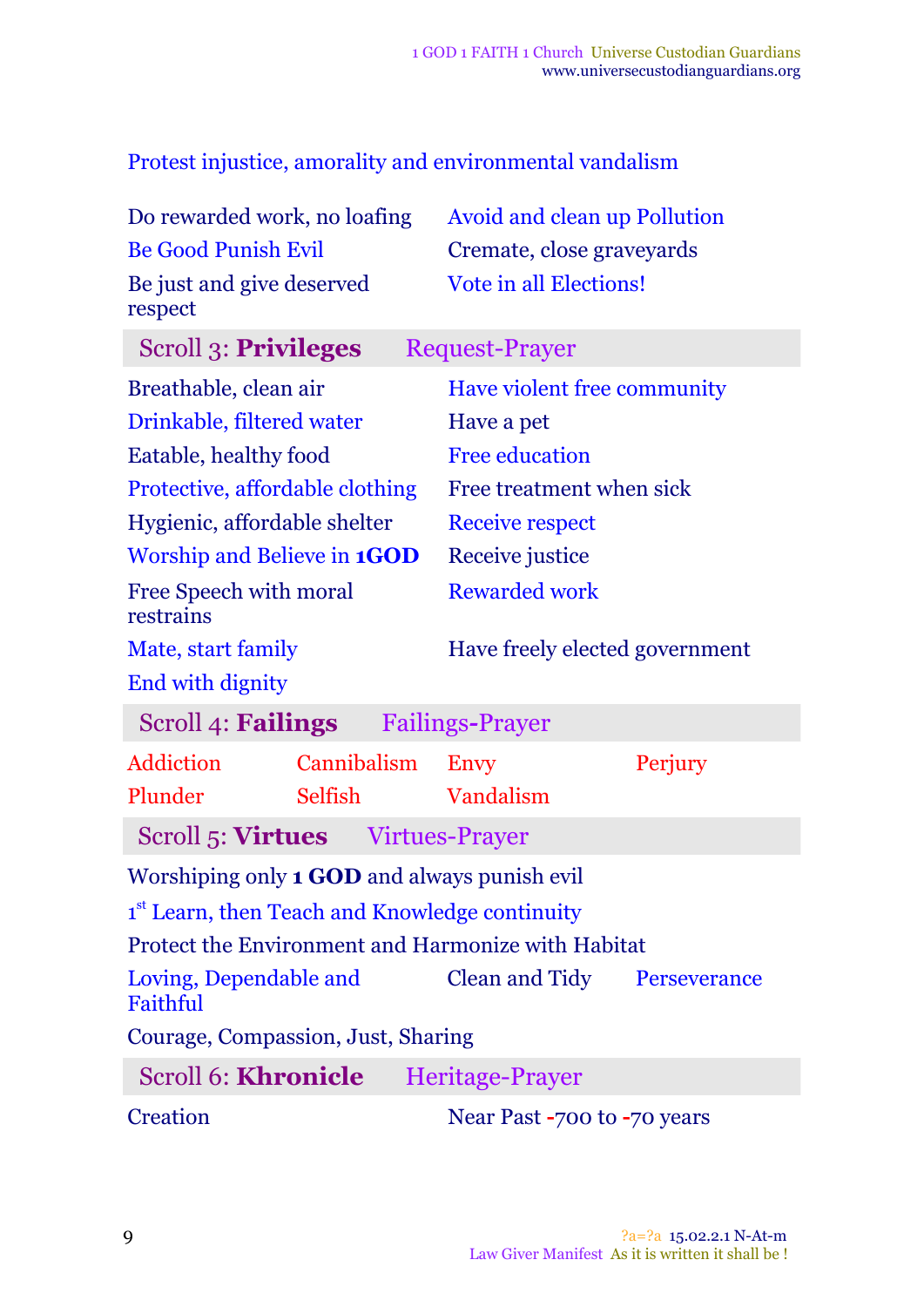Protest injustice, amorality and environmental vandalism

| | |
|---|---|
| Do rewarded work, no loafing | Avoid and clean up Pollution |
| Be Good Punish Evil | Cremate, close graveyards |
| Be just and give deserved respect | Vote in all Elections! |

## Scroll 3: **Privileges** Request-Prayer

| | |
|---|---|
| Breathable, clean air | Have violent free community |
| Drinkable, filtered water | Have a pet |
| Eatable, healthy food | Free education |
| Protective, affordable clothing | Free treatment when sick |
| Hygienic, affordable shelter | Receive respect |
| Worship and Believe in **1GOD** | Receive justice |
| Free Speech with moral restrains | Rewarded work |
| Mate, start family | Have freely elected government |
| End with dignity | |

## Scroll 4: **Failings** Failings-Prayer

| | | | |
|---|---|---|---|
| Addiction | Cannibalism | Envy | Perjury |
| Plunder | Selfish | Vandalism | |

## Scroll 5: **Virtues** Virtues-Prayer

Worshiping only **1 GOD** and always punish evil

1st Learn, then Teach and Knowledge continuity

Protect the Environment and Harmonize with Habitat

| | | |
|---|---|---|
| Loving, Dependable and Faithful | Clean and Tidy | Perseverance |

Courage, Compassion, Just, Sharing

## Scroll 6: **Khronicle** Heritage-Prayer

| | |
|---|---|
| Creation | Near Past -700 to -70 years |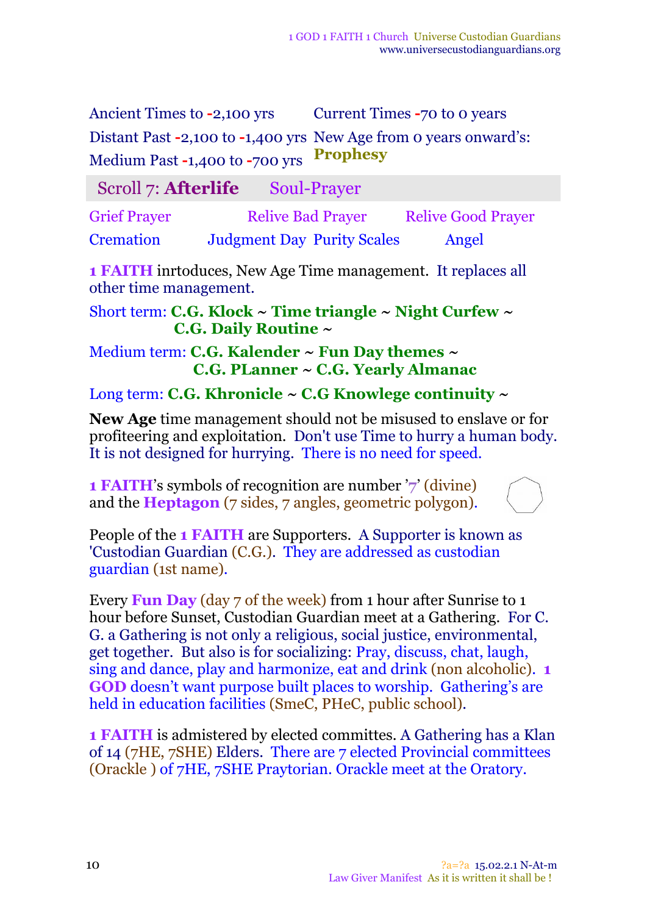| | |
|---|---|
| Ancient Times to -2,100 yrs | Current Times -70 to 0 years |
| Distant Past -2,100 to -1,400 yrs | New Age from 0 years onward's: **Prophesy** |
| Medium Past -1,400 to -700 yrs | |

## Scroll 7: **Afterlife** Soul-Prayer

| | | |
|---|---|---|
| Grief Prayer | Relive Bad Prayer | Relive Good Prayer |
| Cremation | Judgment Day Purity Scales | Angel |

**1 FAITH** inrtoduces, New Age Time management. It replaces all other time management.

Short term: **C.G. Klock ~ Time triangle ~ Night Curfew ~ C.G. Daily Routine ~**

Medium term: **C.G. Kalender ~ Fun Day themes ~ C.G. PLanner ~ C.G. Yearly Almanac**

Long term: **C.G. Khronicle ~ C.G Knowlege continuity ~**

**New Age** time management should not be misused to enslave or for profiteering and exploitation. Don't use Time to hurry a human body. It is not designed for hurrying. There is no need for speed.

**1 FAITH**'s symbols of recognition are number '7' (divine) and the **Heptagon** (7 sides, 7 angles, geometric polygon).

People of the **1 FAITH** are Supporters. A Supporter is known as 'Custodian Guardian (C.G.). They are addressed as custodian guardian (1st name).

Every **Fun Day** (day 7 of the week) from 1 hour after Sunrise to 1 hour before Sunset, Custodian Guardian meet at a Gathering. For C. G. a Gathering is not only a religious, social justice, environmental, get together. But also is for socializing: Pray, discuss, chat, laugh, sing and dance, play and harmonize, eat and drink (non alcoholic). **1 GOD** doesn't want purpose built places to worship. Gathering's are held in education facilities (SmeC, PHeC, public school).

**1 FAITH** is admistered by elected committes. A Gathering has a Klan of 14 (7HE, 7SHE) Elders. There are 7 elected Provincial committees (Orackle ) of 7HE, 7SHE Praytorian. Orackle meet at the Oratory.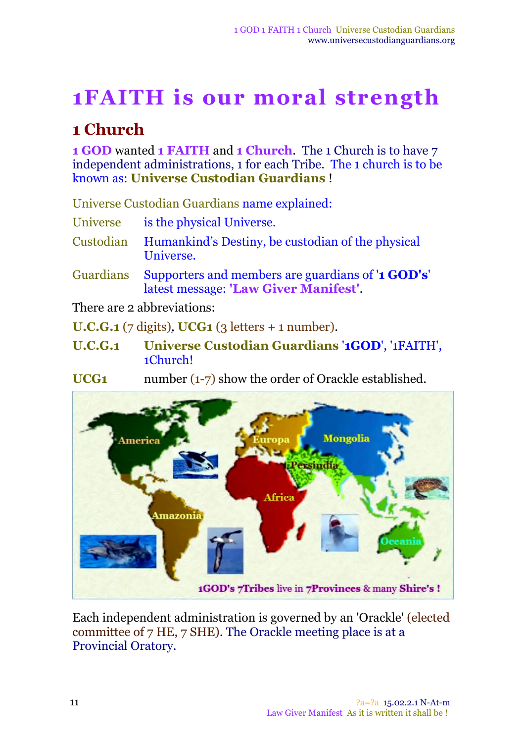# 1FAITH is our moral strength

## 1 Church

**1 GOD** wanted **1 FAITH** and **1 Church**. The 1 Church is to have 7 independent administrations, 1 for each Tribe. The 1 church is to be known as: **Universe Custodian Guardians** !

Universe Custodian Guardians name explained:

| | |
|---|---|
| Universe | is the physical Universe. |
| Custodian | Humankind's Destiny, be custodian of the physical Universe. |
| Guardians | Supporters and members are guardians of '**1 GOD's**' latest message: **'Law Giver Manifest'**. |

There are 2 abbreviations:

**U.C.G.1** (7 digits), **UCG1** (3 letters + 1 number).

| | |
|---|---|
| **U.C.G.1** | **Universe Custodian Guardians** '**1GOD**', '1FAITH', 1Church! |
| **UCG1** | number (1-7) show the order of Orackle established. |

Each independent administration is governed by an 'Orackle' (elected committee of 7 HE, 7 SHE). The Orackle meeting place is at a Provincial Oratory.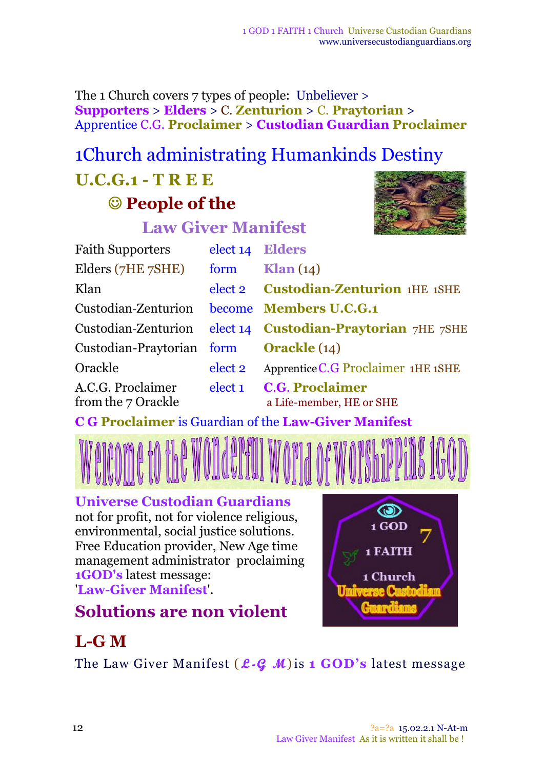The 1 Church covers 7 types of people: Unbeliever > **Supporters** > **Elders** > C. **Zenturion** > C. **Praytorian** > Apprentice C.G. **Proclaimer** > **Custodian Guardian Proclaimer**

# 1Church administrating Humankinds Destiny

## U.C.G.1 - T R E E

### ☺ People of the

### Law Giver Manifest

| | | |
|---|---|---|
| Faith Supporters | elect 14 | **Elders** |
| Elders (7HE 7SHE) | form | **Klan** (14) |
| Klan | elect 2 | **Custodian-Zenturion** 1HE 1SHE |
| Custodian-Zenturion | become | **Members U.C.G.1** |
| Custodian-Zenturion | elect 14 | **Custodian-Praytorian** 7HE 7SHE |
| Custodian-Praytorian | form | **Orackle** (14) |
| Orackle | elect 2 | Apprentice C.G Proclaimer 1HE 1SHE |
| A.C.G. Proclaimer from the 7 Orackle | elect 1 | **C.G. Proclaimer** a Life-member, HE or SHE |

**C G Proclaimer** is Guardian of the **Law-Giver Manifest**

Welcome to the Wonderful World of Worshipping 1GOD

**Universe Custodian Guardians** not for profit, not for violence religious, environmental, social justice solutions. Free Education provider, New Age time management administrator proclaiming **1GOD's** latest message: '**Law-Giver Manifest**'.

1 GOD 7 1 FAITH 1 Church Universe Custodian Guardians

## Solutions are non violent

## L-G M

The Law Giver Manifest (*L-G M*) is **1 GOD's** latest message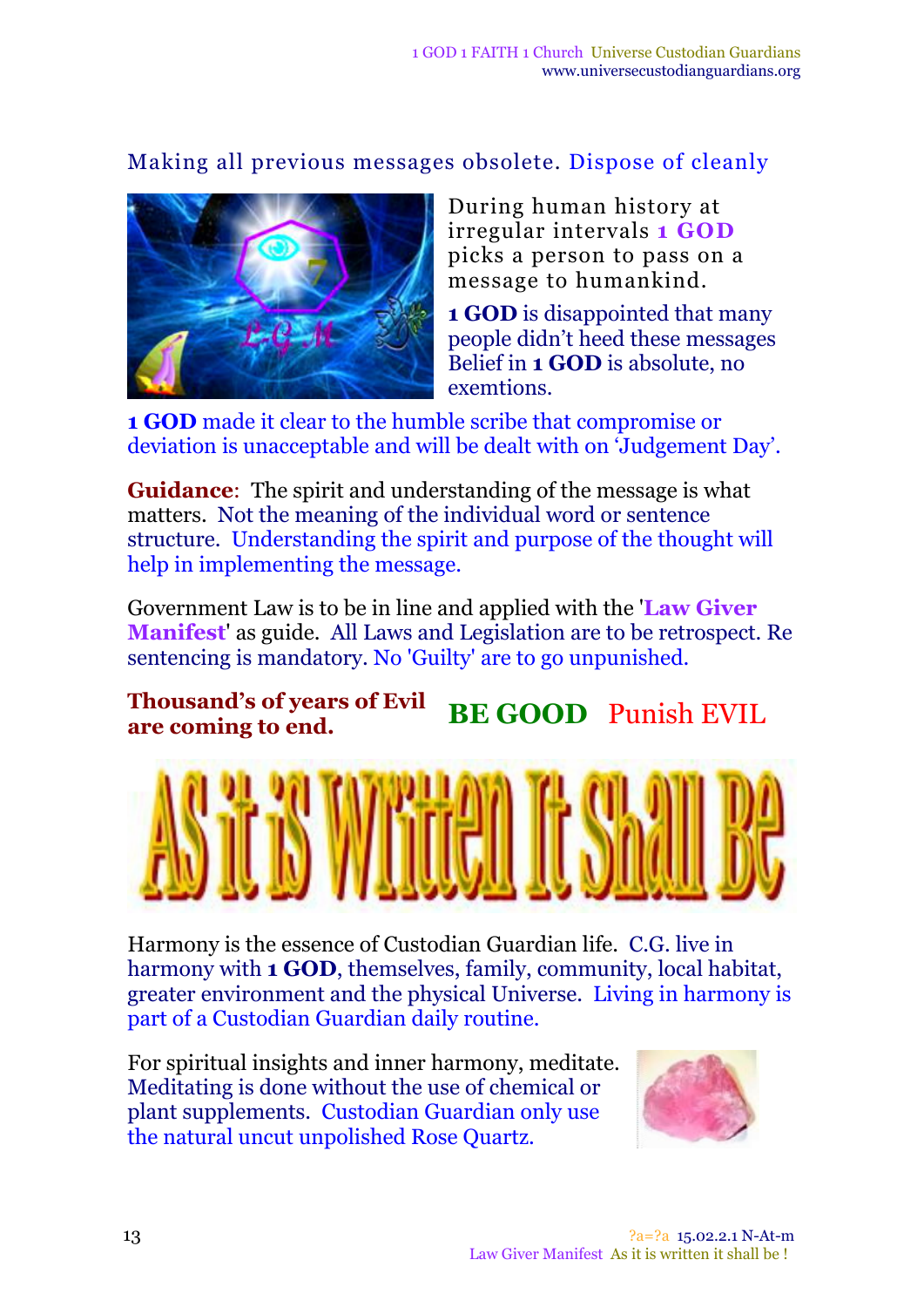Making all previous messages obsolete. Dispose of cleanly

During human history at irregular intervals **1 GOD** picks a person to pass on a message to humankind.

**1 GOD** is disappointed that many people didn't heed these messages Belief in **1 GOD** is absolute, no exemtions.

**1 GOD** made it clear to the humble scribe that compromise or deviation is unacceptable and will be dealt with on 'Judgement Day'.

**Guidance**: The spirit and understanding of the message is what matters. Not the meaning of the individual word or sentence structure. Understanding the spirit and purpose of the thought will help in implementing the message.

Government Law is to be in line and applied with the '**Law Giver Manifest**' as guide. All Laws and Legislation are to be retrospect. Re sentencing is mandatory. No 'Guilty' are to go unpunished.

**Thousand's of years of Evil are coming to end.**

**BE GOOD** Punish EVIL

AS it iS Written It Shall Be

Harmony is the essence of Custodian Guardian life. C.G. live in harmony with **1 GOD**, themselves, family, community, local habitat, greater environment and the physical Universe. Living in harmony is part of a Custodian Guardian daily routine.

For spiritual insights and inner harmony, meditate. Meditating is done without the use of chemical or plant supplements. Custodian Guardian only use the natural uncut unpolished Rose Quartz.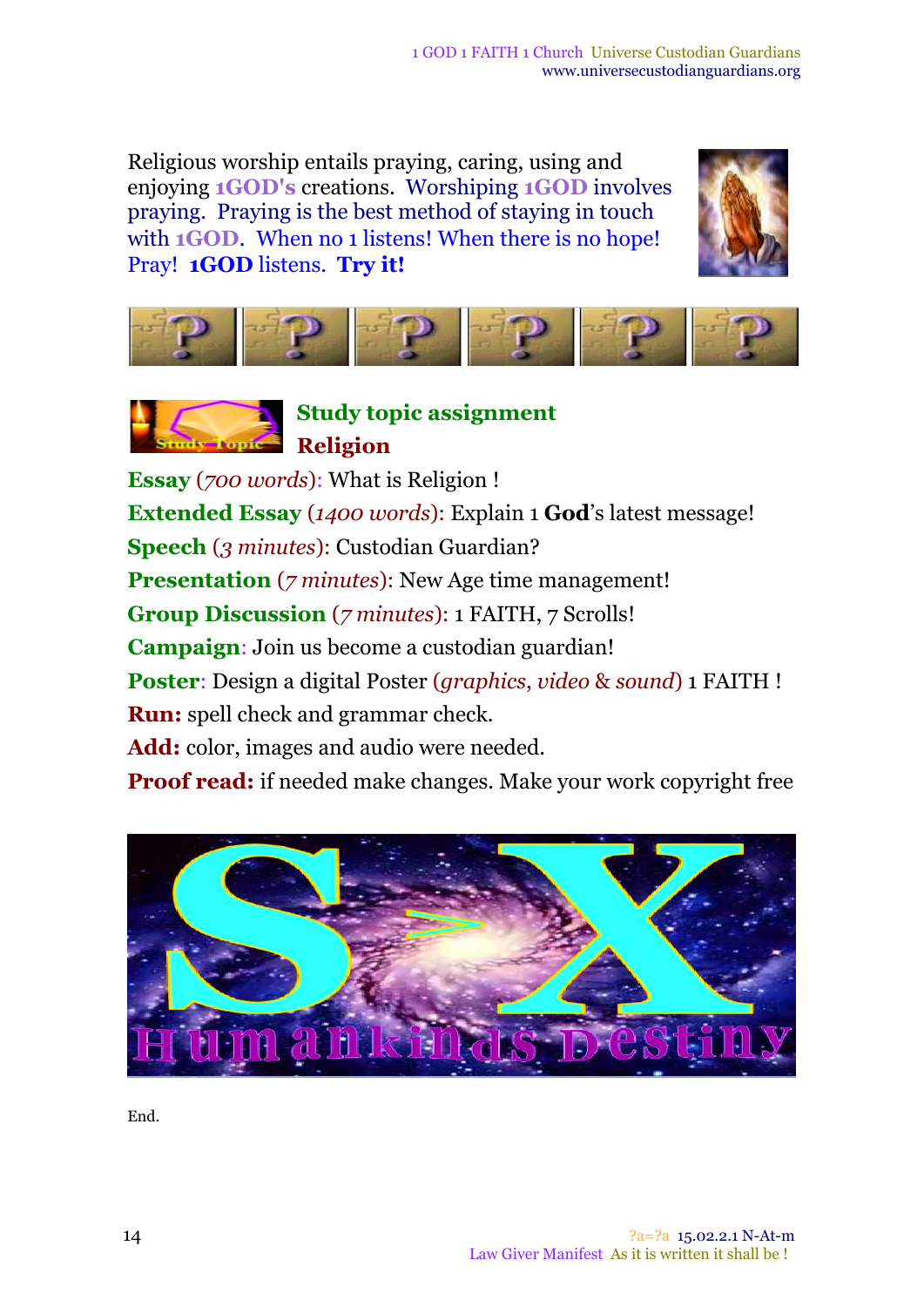Religious worship entails praying, caring, using and enjoying **1GOD's** creations. Worshiping **1GOD** involves praying. Praying is the best method of staying in touch with **1GOD**. When no 1 listens! When there is no hope! Pray! **1GOD** listens. **Try it!**

**Study topic assignment**
**Religion**

**Essay** (*700 words*): What is Religion !

**Extended Essay** (*1400 words*): Explain 1 **God**'s latest message!

**Speech** (*3 minutes*): Custodian Guardian?

**Presentation** (*7 minutes*): New Age time management!

**Group Discussion** (*7 minutes*): 1 FAITH, 7 Scrolls!

**Campaign**: Join us become a custodian guardian!

**Poster**: Design a digital Poster (*graphics*, *video* & *sound*) 1 FAITH !

**Run:** spell check and grammar check.

**Add:** color, images and audio were needed.

**Proof read:** if needed make changes. Make your work copyright free

End.